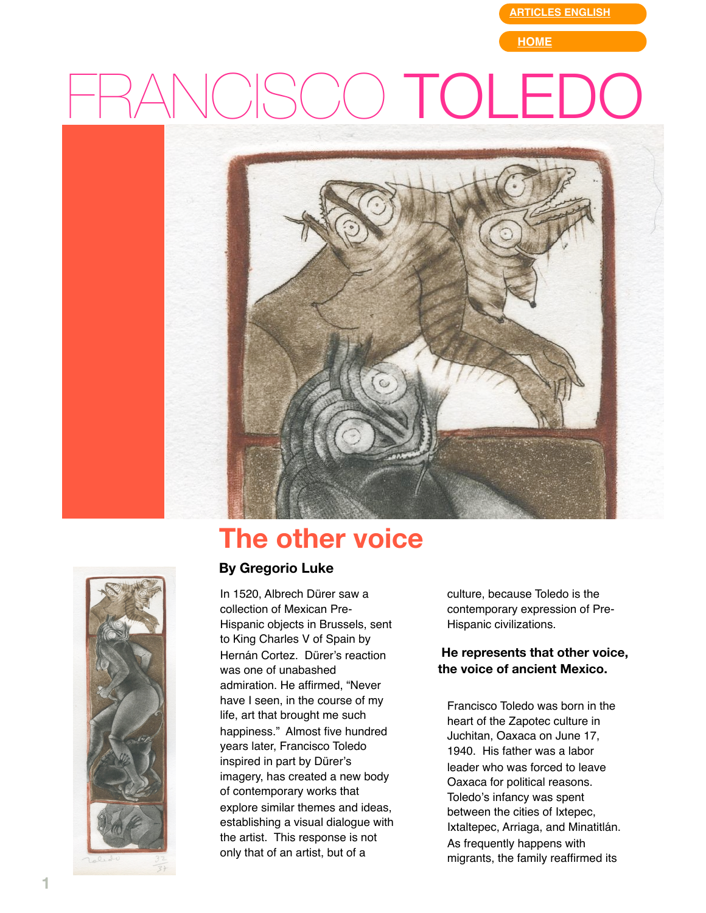# FRANCISCO TOLEDO

## The other voice

**By Gregorio Luke**

In 1520, Albrecht Dürer saw a collection of Mexican Pre-Hispanic objects in Brussels, sent to King Charles V of Spain by Hernán Cortez. Dürer's reaction was one of unabashed admiration. He affirmed, "Never have I seen, in the course of my life, art that brought me such happiness." Almost five hundred years later, Francisco Toledo inspired in part by Dürer's imagery, has created a new body of contemporary works that explore similar themes and ideas, establishing a visual dialogue with the artist. This response is not only that of an artist, but of a culture, because Toledo is the contemporary expression of Pre-Hispanic civilizations.

**He represents that other voice, the voice of ancient Mexico.**

Francisco Toledo was born in the heart of the Zapotec culture in Juchitan, Oaxaca on June 17, 1940. His father was a labor leader who was forced to leave Oaxaca for political reasons. Toledo's infancy was spent between the cities of Ixtepec, Ixtaltepec, Arriaga, and Minatitlán. As frequently happens with migrants, the family reaffirmed its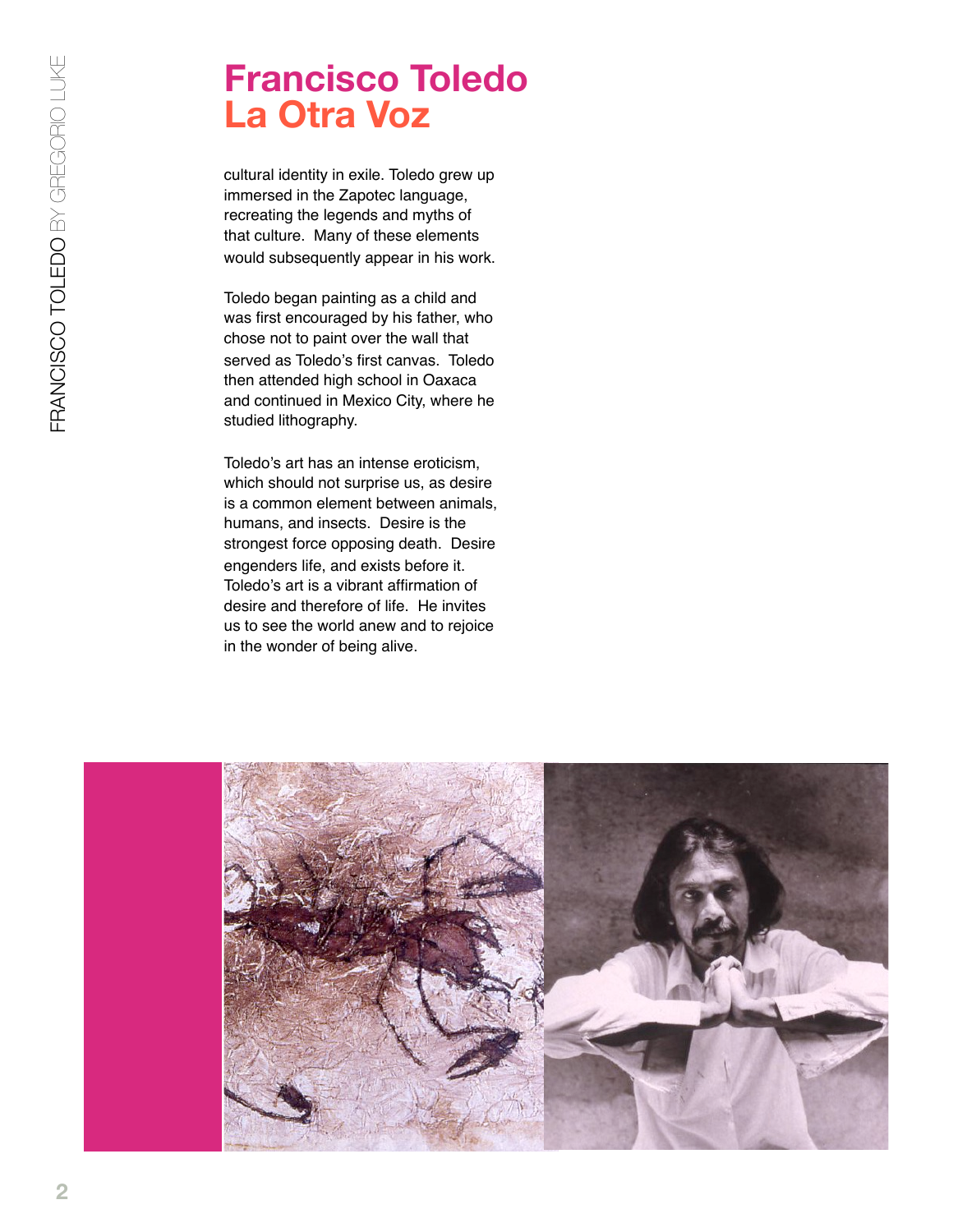# Francisco Toledo
## La Otra Voz

cultural identity in exile. Toledo grew up immersed in the Zapotec language, recreating the legends and myths of that culture. Many of these elements would subsequently appear in his work.

Toledo began painting as a child and was first encouraged by his father, who chose not to paint over the wall that served as Toledo's first canvas. Toledo then attended high school in Oaxaca and continued in Mexico City, where he studied lithography.

Toledo's art has an intense eroticism, which should not surprise us, as desire is a common element between animals, humans, and insects. Desire is the strongest force opposing death. Desire engenders life, and exists before it. Toledo's art is a vibrant affirmation of desire and therefore of life. He invites us to see the world anew and to rejoice in the wonder of being alive.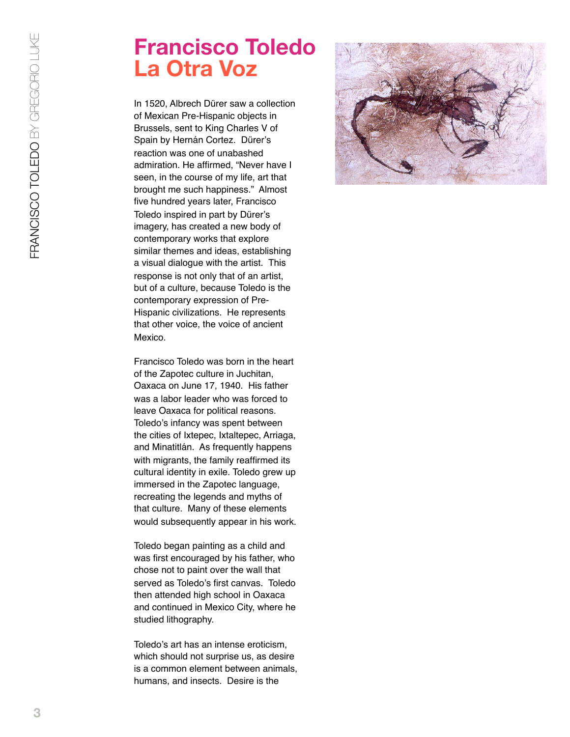# Francisco Toledo
## La Otra Voz

In 1520, Albrech Dürer saw a collection of Mexican Pre-Hispanic objects in Brussels, sent to King Charles V of Spain by Hernán Cortez. Dürer's reaction was one of unabashed admiration. He affirmed, "Never have I seen, in the course of my life, art that brought me such happiness." Almost five hundred years later, Francisco Toledo inspired in part by Dürer's imagery, has created a new body of contemporary works that explore similar themes and ideas, establishing a visual dialogue with the artist. This response is not only that of an artist, but of a culture, because Toledo is the contemporary expression of Pre-Hispanic civilizations. He represents that other voice, the voice of ancient Mexico.

Francisco Toledo was born in the heart of the Zapotec culture in Juchitan, Oaxaca on June 17, 1940. His father was a labor leader who was forced to leave Oaxaca for political reasons. Toledo's infancy was spent between the cities of Ixtepec, Ixtaltepec, Arriaga, and Minatitlán. As frequently happens with migrants, the family reaffirmed its cultural identity in exile. Toledo grew up immersed in the Zapotec language, recreating the legends and myths of that culture. Many of these elements would subsequently appear in his work.

Toledo began painting as a child and was first encouraged by his father, who chose not to paint over the wall that served as Toledo's first canvas. Toledo then attended high school in Oaxaca and continued in Mexico City, where he studied lithography.

Toledo's art has an intense eroticism, which should not surprise us, as desire is a common element between animals, humans, and insects. Desire is the